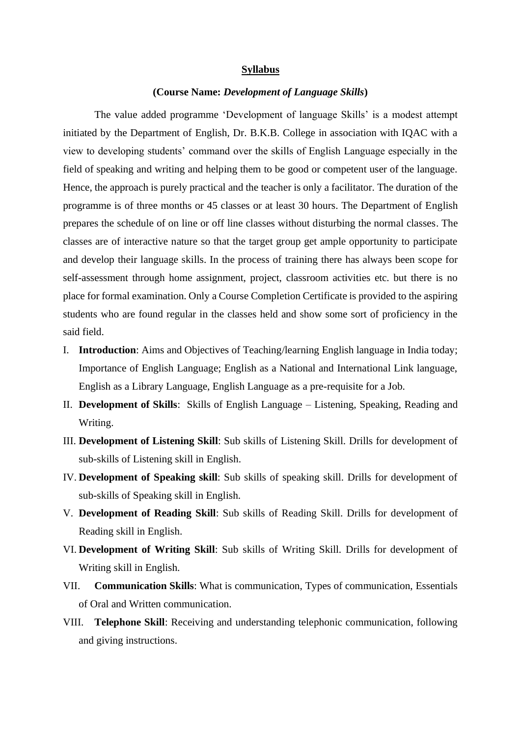# Syllabus

## (Course Name: *Development of Language Skills*)

The value added programme 'Development of language Skills' is a modest attempt initiated by the Department of English, Dr. B.K.B. College in association with IQAC with a view to developing students' command over the skills of English Language especially in the field of speaking and writing and helping them to be good or competent user of the language. Hence, the approach is purely practical and the teacher is only a facilitator. The duration of the programme is of three months or 45 classes or at least 30 hours. The Department of English prepares the schedule of on line or off line classes without disturbing the normal classes. The classes are of interactive nature so that the target group get ample opportunity to participate and develop their language skills. In the process of training there has always been scope for self-assessment through home assignment, project, classroom activities etc. but there is no place for formal examination. Only a Course Completion Certificate is provided to the aspiring students who are found regular in the classes held and show some sort of proficiency in the said field.

I. **Introduction**: Aims and Objectives of Teaching/learning English language in India today; Importance of English Language; English as a National and International Link language, English as a Library Language, English Language as a pre-requisite for a Job.

II. **Development of Skills**: Skills of English Language – Listening, Speaking, Reading and Writing.

III. **Development of Listening Skill**: Sub skills of Listening Skill. Drills for development of sub-skills of Listening skill in English.

IV. **Development of Speaking skill**: Sub skills of speaking skill. Drills for development of sub-skills of Speaking skill in English.

V. **Development of Reading Skill**: Sub skills of Reading Skill. Drills for development of Reading skill in English.

VI. **Development of Writing Skill**: Sub skills of Writing Skill. Drills for development of Writing skill in English.

VII. **Communication Skills**: What is communication, Types of communication, Essentials of Oral and Written communication.

VIII. **Telephone Skill**: Receiving and understanding telephonic communication, following and giving instructions.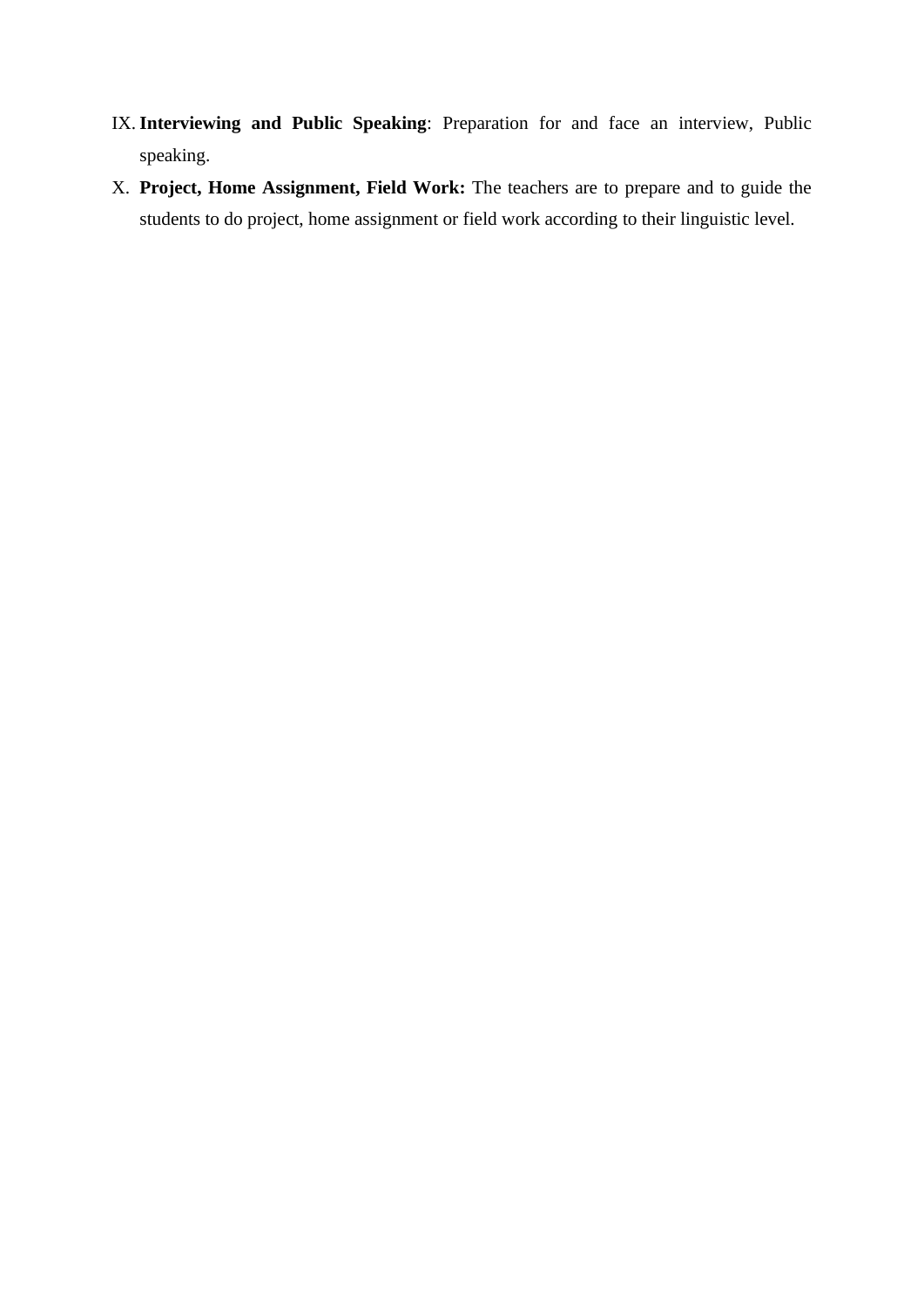IX. **Interviewing and Public Speaking**: Preparation for and face an interview, Public speaking.

X. **Project, Home Assignment, Field Work:** The teachers are to prepare and to guide the students to do project, home assignment or field work according to their linguistic level.